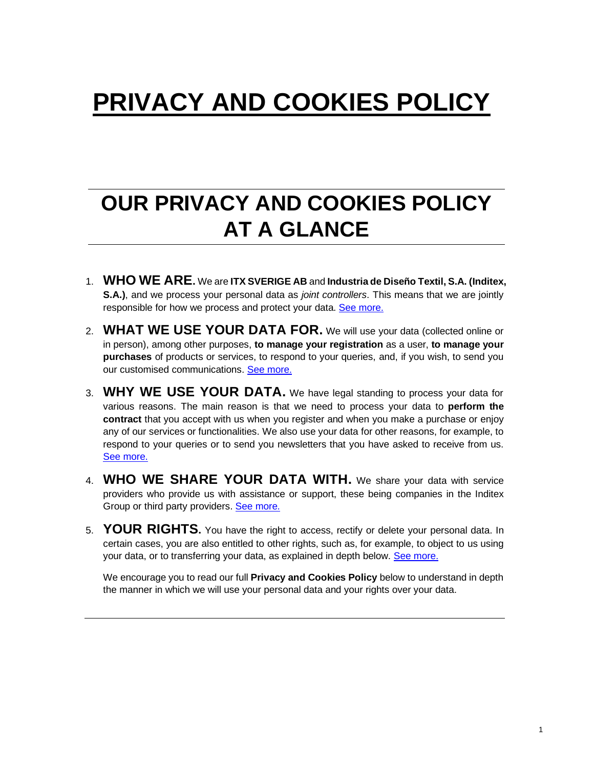# PRIVACY AND COOKIES POLICY

## OUR PRIVACY AND COOKIES POLICY AT A GLANCE

1. **WHO WE ARE.** We are **ITX SVERIGE AB** and **Industria de Diseño Textil, S.A. (Inditex, S.A.)**, and we process your personal data as *joint controllers*. This means that we are jointly responsible for how we process and protect your data. See more.

2. **WHAT WE USE YOUR DATA FOR.** We will use your data (collected online or in person), among other purposes, **to manage your registration** as a user, **to manage your purchases** of products or services, to respond to your queries, and, if you wish, to send you our customised communications. See more.

3. **WHY WE USE YOUR DATA.** We have legal standing to process your data for various reasons. The main reason is that we need to process your data to **perform the contract** that you accept with us when you register and when you make a purchase or enjoy any of our services or functionalities. We also use your data for other reasons, for example, to respond to your queries or to send you newsletters that you have asked to receive from us. See more.

4. **WHO WE SHARE YOUR DATA WITH.** We share your data with service providers who provide us with assistance or support, these being companies in the Inditex Group or third party providers. See more.

5. **YOUR RIGHTS.** You have the right to access, rectify or delete your personal data. In certain cases, you are also entitled to other rights, such as, for example, to object to us using your data, or to transferring your data, as explained in depth below. See more.

   We encourage you to read our full **Privacy and Cookies Policy** below to understand in depth the manner in which we will use your personal data and your rights over your data.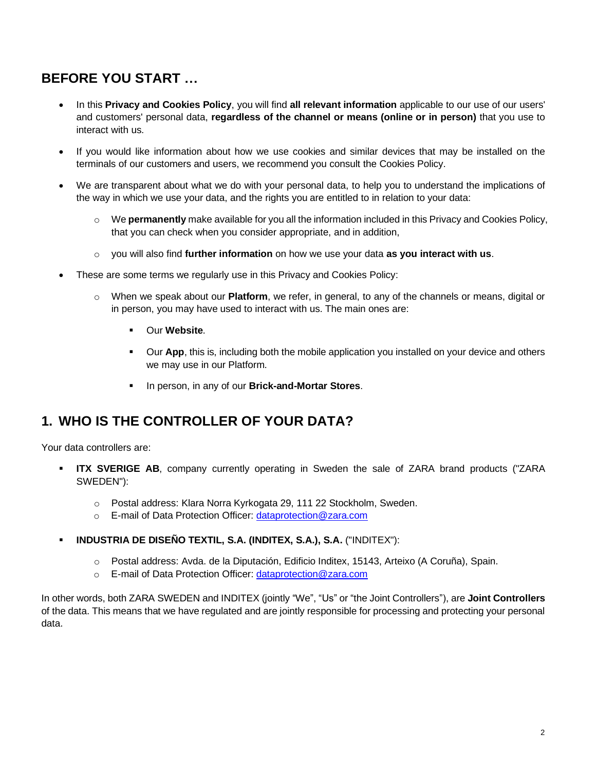## BEFORE YOU START …

- In this **Privacy and Cookies Policy**, you will find **all relevant information** applicable to our use of our users' and customers' personal data, **regardless of the channel or means (online or in person)** that you use to interact with us.
- If you would like information about how we use cookies and similar devices that may be installed on the terminals of our customers and users, we recommend you consult the Cookies Policy.
- We are transparent about what we do with your personal data, to help you to understand the implications of the way in which we use your data, and the rights you are entitled to in relation to your data:
  - We **permanently** make available for you all the information included in this Privacy and Cookies Policy, that you can check when you consider appropriate, and in addition,
  - you will also find **further information** on how we use your data **as you interact with us**.
- These are some terms we regularly use in this Privacy and Cookies Policy:
  - When we speak about our **Platform**, we refer, in general, to any of the channels or means, digital or in person, you may have used to interact with us. The main ones are:
    - Our **Website**.
    - Our **App**, this is, including both the mobile application you installed on your device and others we may use in our Platform.
    - In person, in any of our **Brick-and-Mortar Stores**.

## 1. WHO IS THE CONTROLLER OF YOUR DATA?

Your data controllers are:

- **ITX SVERIGE AB**, company currently operating in Sweden the sale of ZARA brand products ("ZARA SWEDEN"):
  - Postal address: Klara Norra Kyrkogata 29, 111 22 Stockholm, Sweden.
  - E-mail of Data Protection Officer: dataprotection@zara.com
- **INDUSTRIA DE DISEÑO TEXTIL, S.A. (INDITEX, S.A.), S.A.** ("INDITEX"):
  - Postal address: Avda. de la Diputación, Edificio Inditex, 15143, Arteixo (A Coruña), Spain.
  - E-mail of Data Protection Officer: dataprotection@zara.com

In other words, both ZARA SWEDEN and INDITEX (jointly "We", "Us" or "the Joint Controllers"), are **Joint Controllers** of the data. This means that we have regulated and are jointly responsible for processing and protecting your personal data.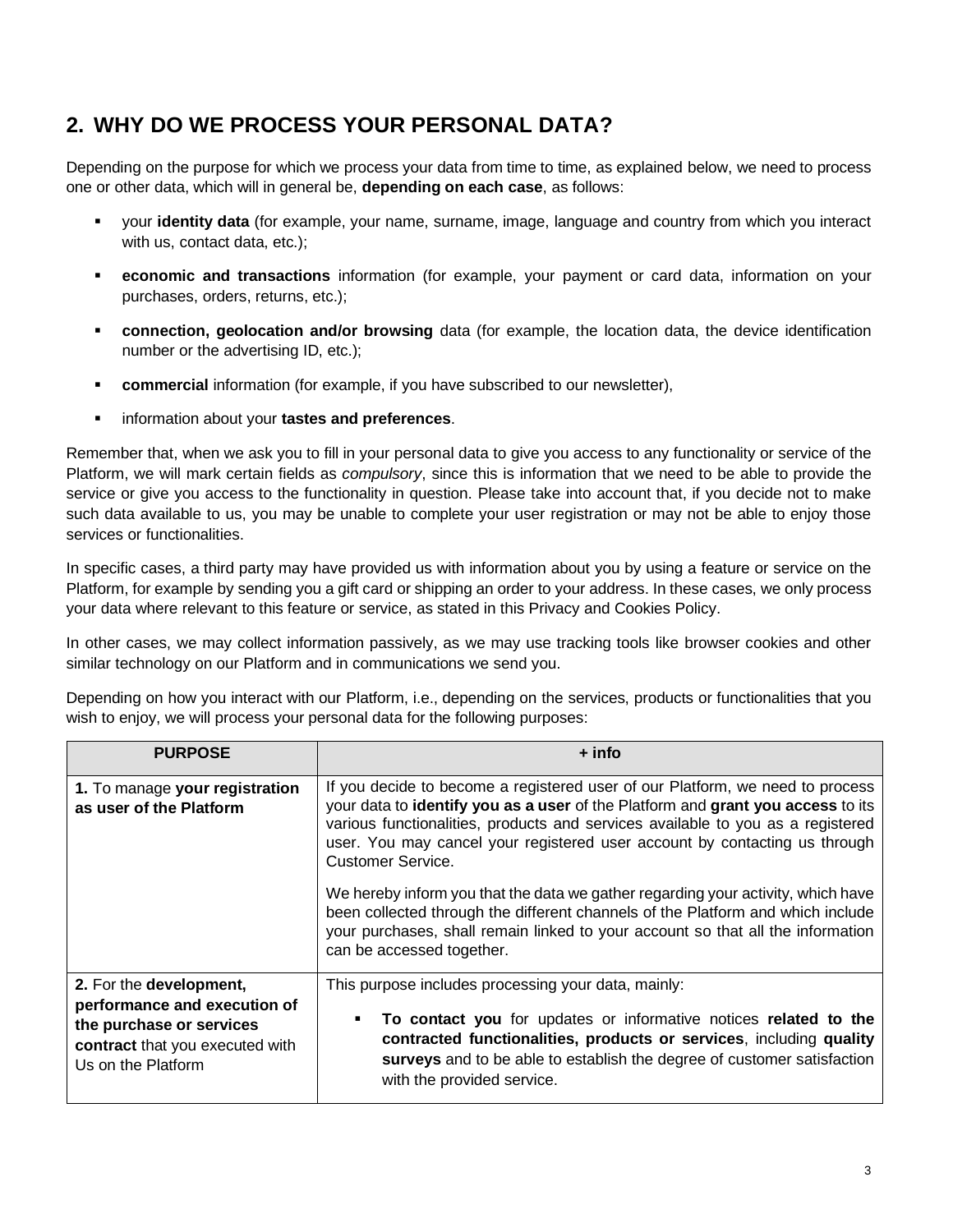## 2. WHY DO WE PROCESS YOUR PERSONAL DATA?

Depending on the purpose for which we process your data from time to time, as explained below, we need to process one or other data, which will in general be, **depending on each case**, as follows:

- your **identity data** (for example, your name, surname, image, language and country from which you interact with us, contact data, etc.);
- **economic and transactions** information (for example, your payment or card data, information on your purchases, orders, returns, etc.);
- **connection, geolocation and/or browsing** data (for example, the location data, the device identification number or the advertising ID, etc.);
- **commercial** information (for example, if you have subscribed to our newsletter),
- information about your **tastes and preferences**.

Remember that, when we ask you to fill in your personal data to give you access to any functionality or service of the Platform, we will mark certain fields as *compulsory*, since this is information that we need to be able to provide the service or give you access to the functionality in question. Please take into account that, if you decide not to make such data available to us, you may be unable to complete your user registration or may not be able to enjoy those services or functionalities.

In specific cases, a third party may have provided us with information about you by using a feature or service on the Platform, for example by sending you a gift card or shipping an order to your address. In these cases, we only process your data where relevant to this feature or service, as stated in this Privacy and Cookies Policy.

In other cases, we may collect information passively, as we may use tracking tools like browser cookies and other similar technology on our Platform and in communications we send you.

Depending on how you interact with our Platform, i.e., depending on the services, products or functionalities that you wish to enjoy, we will process your personal data for the following purposes:

| PURPOSE | + info |
|---|---|
| **1.** To manage **your registration as user of the Platform** | If you decide to become a registered user of our Platform, we need to process your data to **identify you as a user** of the Platform and **grant you access** to its various functionalities, products and services available to you as a registered user. You may cancel your registered user account by contacting us through Customer Service.<br><br>We hereby inform you that the data we gather regarding your activity, which have been collected through the different channels of the Platform and which include your purchases, shall remain linked to your account so that all the information can be accessed together. |
| **2.** For the **development, performance and execution of the purchase or services contract** that you executed with Us on the Platform | This purpose includes processing your data, mainly:<br><br>▪ **To contact you** for updates or informative notices **related to the contracted functionalities, products or services**, including **quality surveys** and to be able to establish the degree of customer satisfaction with the provided service. |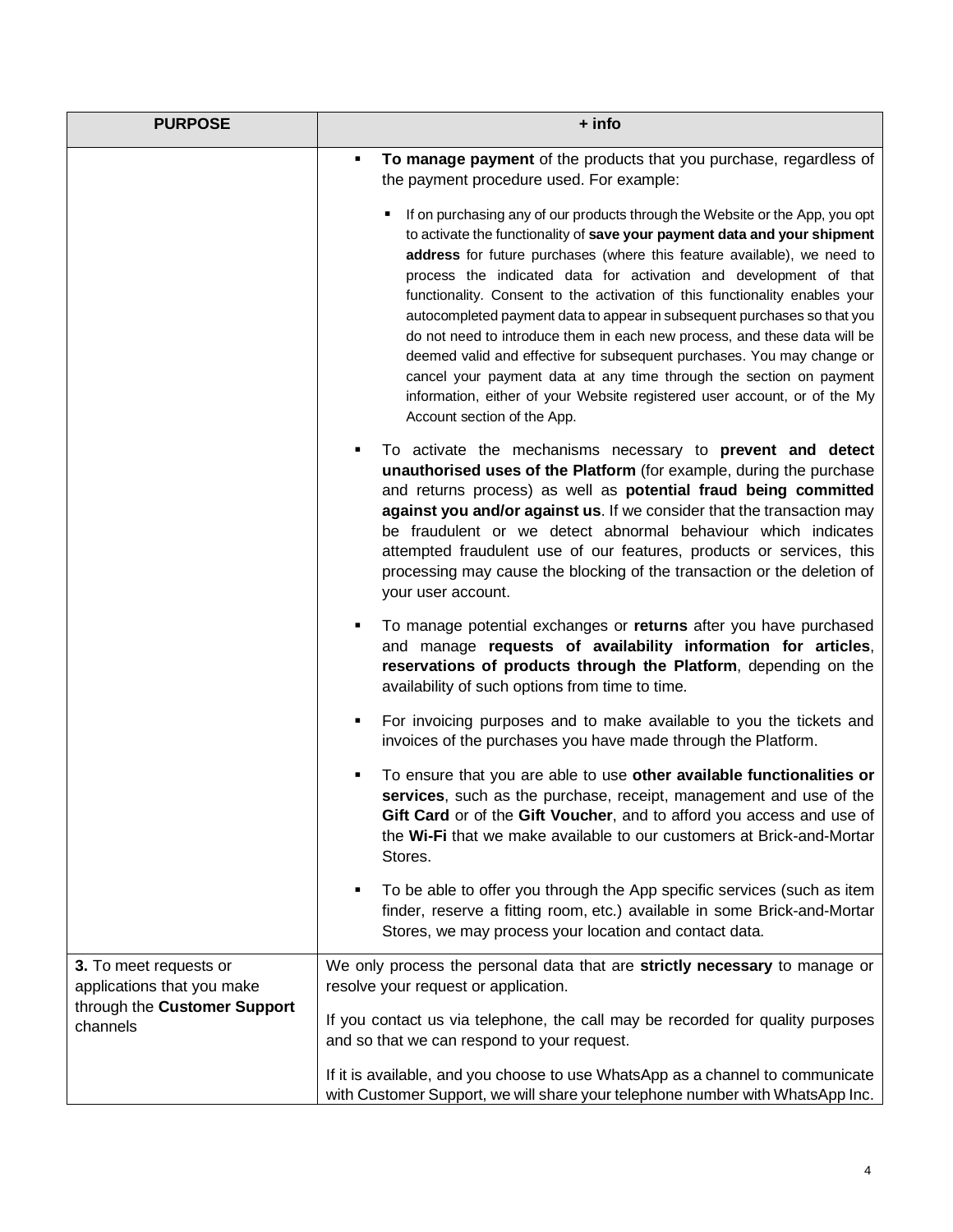| PURPOSE | + info |
|---|---|
| | ▪ **To manage payment** of the products that you purchase, regardless of the payment procedure used. For example:<br><br>▪ If on purchasing any of our products through the Website or the App, you opt to activate the functionality of **save your payment data and your shipment address** for future purchases (where this feature available), we need to process the indicated data for activation and development of that functionality. Consent to the activation of this functionality enables your autocompleted payment data to appear in subsequent purchases so that you do not need to introduce them in each new process, and these data will be deemed valid and effective for subsequent purchases. You may change or cancel your payment data at any time through the section on payment information, either of your Website registered user account, or of the My Account section of the App.<br><br>▪ To activate the mechanisms necessary to **prevent and detect unauthorised uses of the Platform** (for example, during the purchase and returns process) as well as **potential fraud being committed against you and/or against us**. If we consider that the transaction may be fraudulent or we detect abnormal behaviour which indicates attempted fraudulent use of our features, products or services, this processing may cause the blocking of the transaction or the deletion of your user account.<br><br>▪ To manage potential exchanges or **returns** after you have purchased and manage **requests of availability information for articles**, **reservations of products through the Platform**, depending on the availability of such options from time to time.<br><br>▪ For invoicing purposes and to make available to you the tickets and invoices of the purchases you have made through the Platform.<br><br>▪ To ensure that you are able to use **other available functionalities or services**, such as the purchase, receipt, management and use of the **Gift Card** or of the **Gift Voucher**, and to afford you access and use of the **Wi-Fi** that we make available to our customers at Brick-and-Mortar Stores.<br><br>▪ To be able to offer you through the App specific services (such as item finder, reserve a fitting room, etc.) available in some Brick-and-Mortar Stores, we may process your location and contact data. |
| **3.** To meet requests or applications that you make through the **Customer Support** channels | We only process the personal data that are **strictly necessary** to manage or resolve your request or application.<br><br>If you contact us via telephone, the call may be recorded for quality purposes and so that we can respond to your request.<br><br>If it is available, and you choose to use WhatsApp as a channel to communicate with Customer Support, we will share your telephone number with WhatsApp Inc. |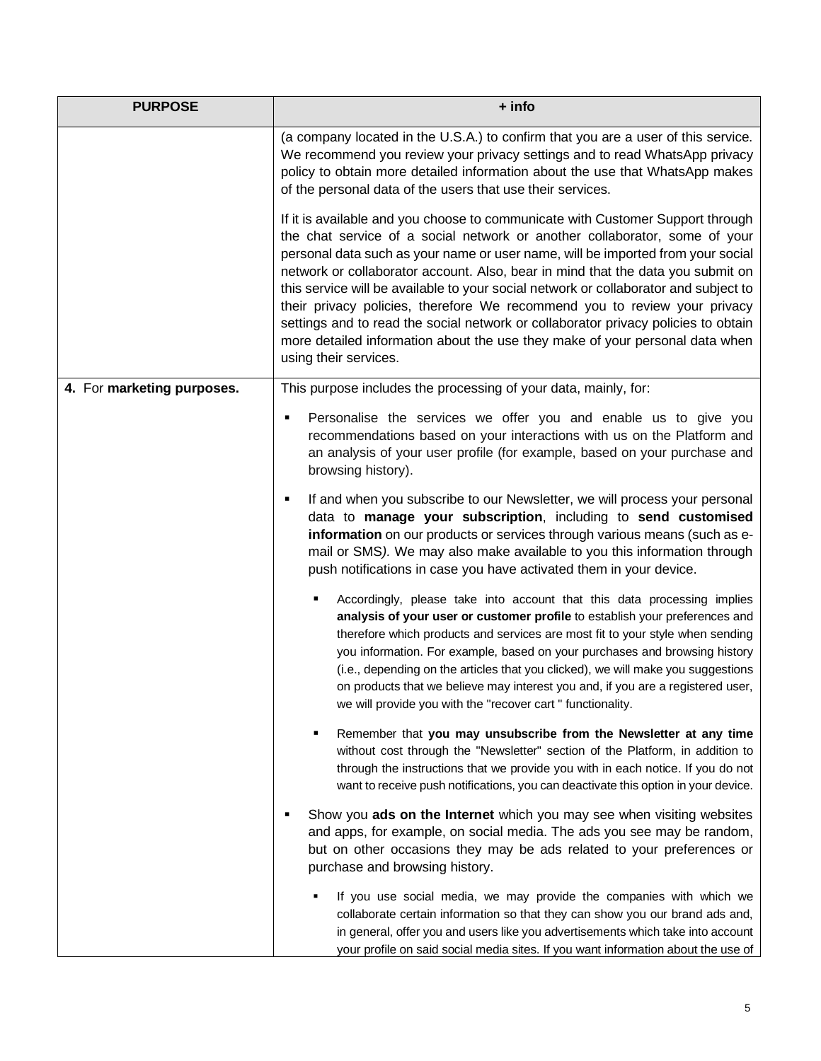| PURPOSE | + info |
|---|---|
| | (a company located in the U.S.A.) to confirm that you are a user of this service. We recommend you review your privacy settings and to read WhatsApp privacy policy to obtain more detailed information about the use that WhatsApp makes of the personal data of the users that use their services.<br><br>If it is available and you choose to communicate with Customer Support through the chat service of a social network or another collaborator, some of your personal data such as your name or user name, will be imported from your social network or collaborator account. Also, bear in mind that the data you submit on this service will be available to your social network or collaborator and subject to their privacy policies, therefore We recommend you to review your privacy settings and to read the social network or collaborator privacy policies to obtain more detailed information about the use they make of your personal data when using their services. |
| 4. For **marketing purposes.** | This purpose includes the processing of your data, mainly, for:<br><br>▪ Personalise the services we offer you and enable us to give you recommendations based on your interactions with us on the Platform and an analysis of your user profile (for example, based on your purchase and browsing history).<br><br>▪ If and when you subscribe to our Newsletter, we will process your personal data to **manage your subscription**, including to **send customised information** on our products or services through various means (such as e-mail or SMS*).* We may also make available to you this information through push notifications in case you have activated them in your device.<br><br>  ▪ Accordingly, please take into account that this data processing implies **analysis of your user or customer profile** to establish your preferences and therefore which products and services are most fit to your style when sending you information. For example, based on your purchases and browsing history (i.e., depending on the articles that you clicked), we will make you suggestions on products that we believe may interest you and, if you are a registered user, we will provide you with the "recover cart " functionality.<br><br>  ▪ Remember that **you may unsubscribe from the Newsletter at any time** without cost through the "Newsletter" section of the Platform, in addition to through the instructions that we provide you with in each notice. If you do not want to receive push notifications, you can deactivate this option in your device.<br><br>▪ Show you **ads on the Internet** which you may see when visiting websites and apps, for example, on social media. The ads you see may be random, but on other occasions they may be ads related to your preferences or purchase and browsing history.<br><br>  ▪ If you use social media, we may provide the companies with which we collaborate certain information so that they can show you our brand ads and, in general, offer you and users like you advertisements which take into account your profile on said social media sites. If you want information about the use of |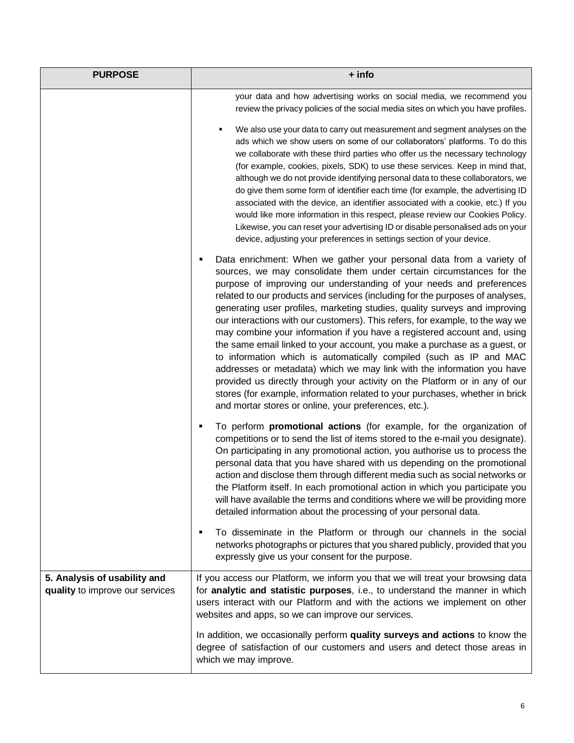| PURPOSE | + info |
| --- | --- |
| | your data and how advertising works on social media, we recommend you review the privacy policies of the social media sites on which you have profiles.<br><br>▪ We also use your data to carry out measurement and segment analyses on the ads which we show users on some of our collaborators' platforms. To do this we collaborate with these third parties who offer us the necessary technology (for example, cookies, pixels, SDK) to use these services. Keep in mind that, although we do not provide identifying personal data to these collaborators, we do give them some form of identifier each time (for example, the advertising ID associated with the device, an identifier associated with a cookie, etc.) If you would like more information in this respect, please review our Cookies Policy. Likewise, you can reset your advertising ID or disable personalised ads on your device, adjusting your preferences in settings section of your device.<br><br>▪ Data enrichment: When we gather your personal data from a variety of sources, we may consolidate them under certain circumstances for the purpose of improving our understanding of your needs and preferences related to our products and services (including for the purposes of analyses, generating user profiles, marketing studies, quality surveys and improving our interactions with our customers). This refers, for example, to the way we may combine your information if you have a registered account and, using the same email linked to your account, you make a purchase as a guest, or to information which is automatically compiled (such as IP and MAC addresses or metadata) which we may link with the information you have provided us directly through your activity on the Platform or in any of our stores (for example, information related to your purchases, whether in brick and mortar stores or online, your preferences, etc.).<br><br>▪ To perform **promotional actions** (for example, for the organization of competitions or to send the list of items stored to the e-mail you designate). On participating in any promotional action, you authorise us to process the personal data that you have shared with us depending on the promotional action and disclose them through different media such as social networks or the Platform itself. In each promotional action in which you participate you will have available the terms and conditions where we will be providing more detailed information about the processing of your personal data.<br><br>▪ To disseminate in the Platform or through our channels in the social networks photographs or pictures that you shared publicly, provided that you expressly give us your consent for the purpose. |
| **5. Analysis of usability and quality** to improve our services | If you access our Platform, we inform you that we will treat your browsing data for **analytic and statistic purposes**, i.e., to understand the manner in which users interact with our Platform and with the actions we implement on other websites and apps, so we can improve our services.<br><br>In addition, we occasionally perform **quality surveys and actions** to know the degree of satisfaction of our customers and users and detect those areas in which we may improve. |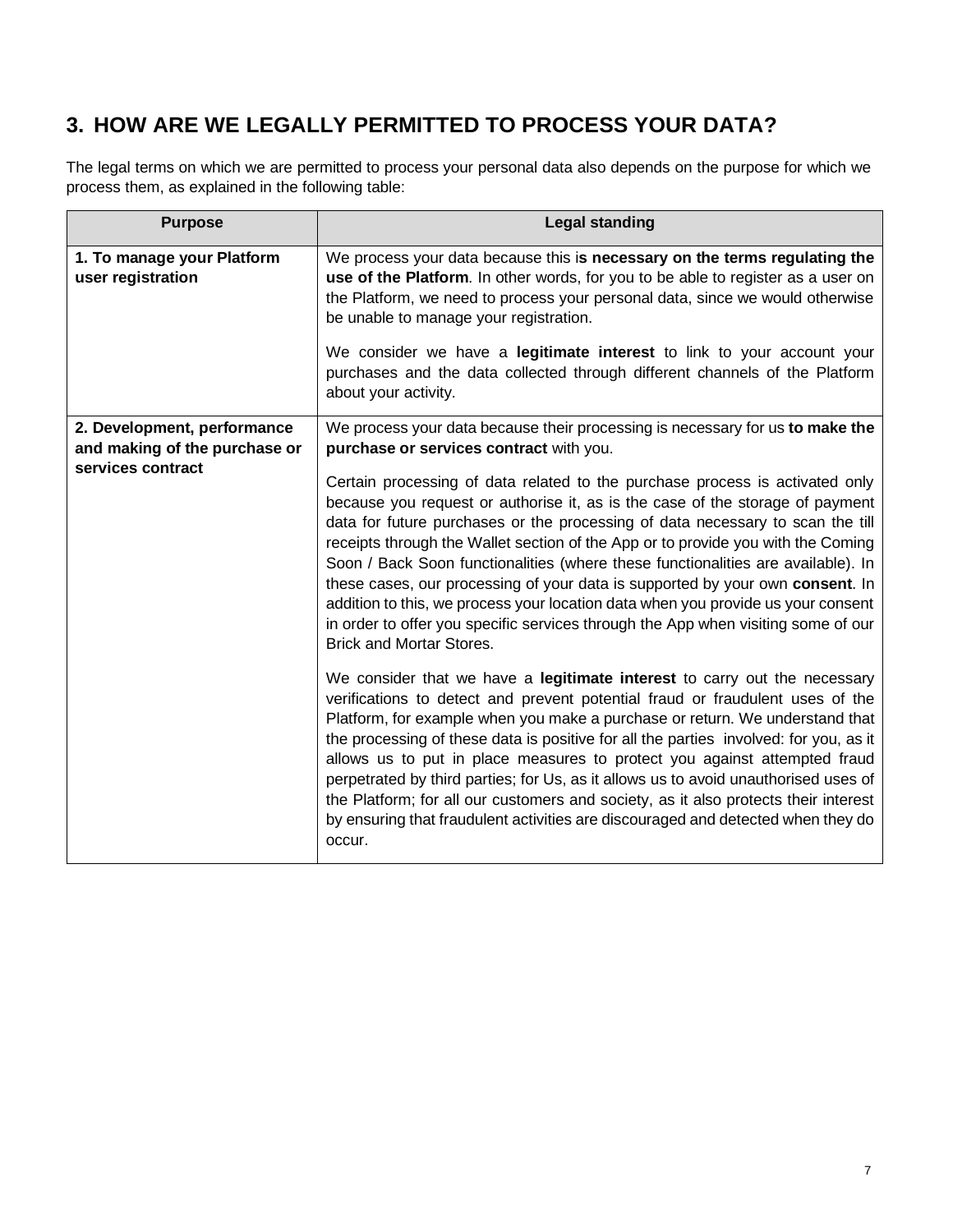## 3. HOW ARE WE LEGALLY PERMITTED TO PROCESS YOUR DATA?

The legal terms on which we are permitted to process your personal data also depends on the purpose for which we process them, as explained in the following table:

| Purpose | Legal standing |
|---|---|
| **1. To manage your Platform user registration** | We process your data because this i**s necessary on the terms regulating the use of the Platform**. In other words, for you to be able to register as a user on the Platform, we need to process your personal data, since we would otherwise be unable to manage your registration.<br><br>We consider we have a **legitimate interest** to link to your account your purchases and the data collected through different channels of the Platform about your activity. |
| **2. Development, performance and making of the purchase or services contract** | We process your data because their processing is necessary for us **to make the purchase or services contract** with you.<br><br>Certain processing of data related to the purchase process is activated only because you request or authorise it, as is the case of the storage of payment data for future purchases or the processing of data necessary to scan the till receipts through the Wallet section of the App or to provide you with the Coming Soon / Back Soon functionalities (where these functionalities are available). In these cases, our processing of your data is supported by your own **consent**. In addition to this, we process your location data when you provide us your consent in order to offer you specific services through the App when visiting some of our Brick and Mortar Stores.<br><br>We consider that we have a **legitimate interest** to carry out the necessary verifications to detect and prevent potential fraud or fraudulent uses of the Platform, for example when you make a purchase or return. We understand that the processing of these data is positive for all the parties involved: for you, as it allows us to put in place measures to protect you against attempted fraud perpetrated by third parties; for Us, as it allows us to avoid unauthorised uses of the Platform; for all our customers and society, as it also protects their interest by ensuring that fraudulent activities are discouraged and detected when they do occur. |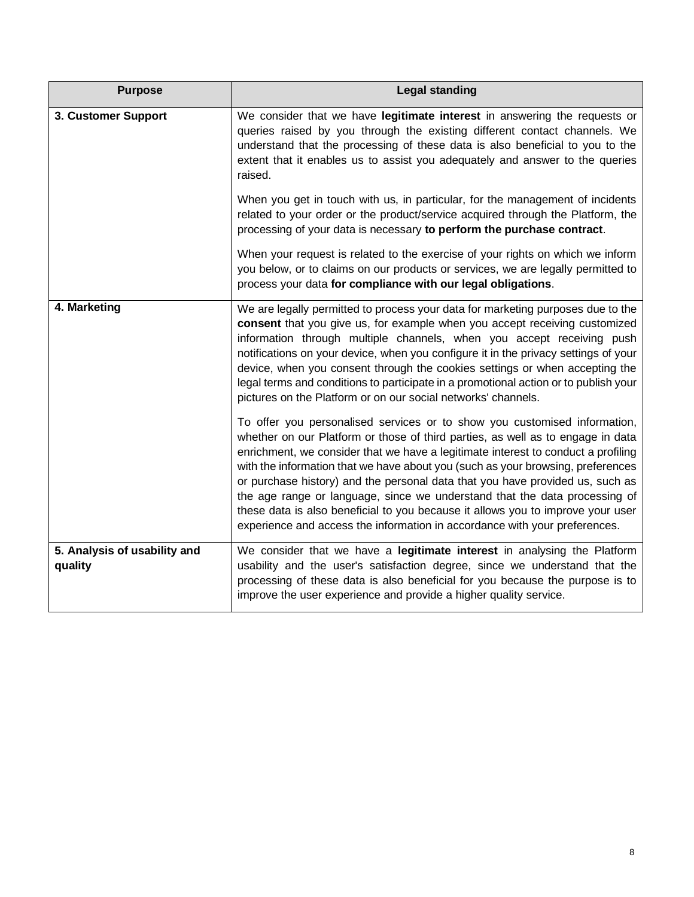| Purpose | Legal standing |
|---|---|
| **3. Customer Support** | We consider that we have **legitimate interest** in answering the requests or queries raised by you through the existing different contact channels. We understand that the processing of these data is also beneficial to you to the extent that it enables us to assist you adequately and answer to the queries raised.<br><br>When you get in touch with us, in particular, for the management of incidents related to your order or the product/service acquired through the Platform, the processing of your data is necessary **to perform the purchase contract**.<br><br>When your request is related to the exercise of your rights on which we inform you below, or to claims on our products or services, we are legally permitted to process your data **for compliance with our legal obligations**. |
| **4. Marketing** | We are legally permitted to process your data for marketing purposes due to the **consent** that you give us, for example when you accept receiving customized information through multiple channels, when you accept receiving push notifications on your device, when you configure it in the privacy settings of your device, when you consent through the cookies settings or when accepting the legal terms and conditions to participate in a promotional action or to publish your pictures on the Platform or on our social networks' channels.<br><br>To offer you personalised services or to show you customised information, whether on our Platform or those of third parties, as well as to engage in data enrichment, we consider that we have a legitimate interest to conduct a profiling with the information that we have about you (such as your browsing, preferences or purchase history) and the personal data that you have provided us, such as the age range or language, since we understand that the data processing of these data is also beneficial to you because it allows you to improve your user experience and access the information in accordance with your preferences. |
| **5. Analysis of usability and quality** | We consider that we have a **legitimate interest** in analysing the Platform usability and the user's satisfaction degree, since we understand that the processing of these data is also beneficial for you because the purpose is to improve the user experience and provide a higher quality service. |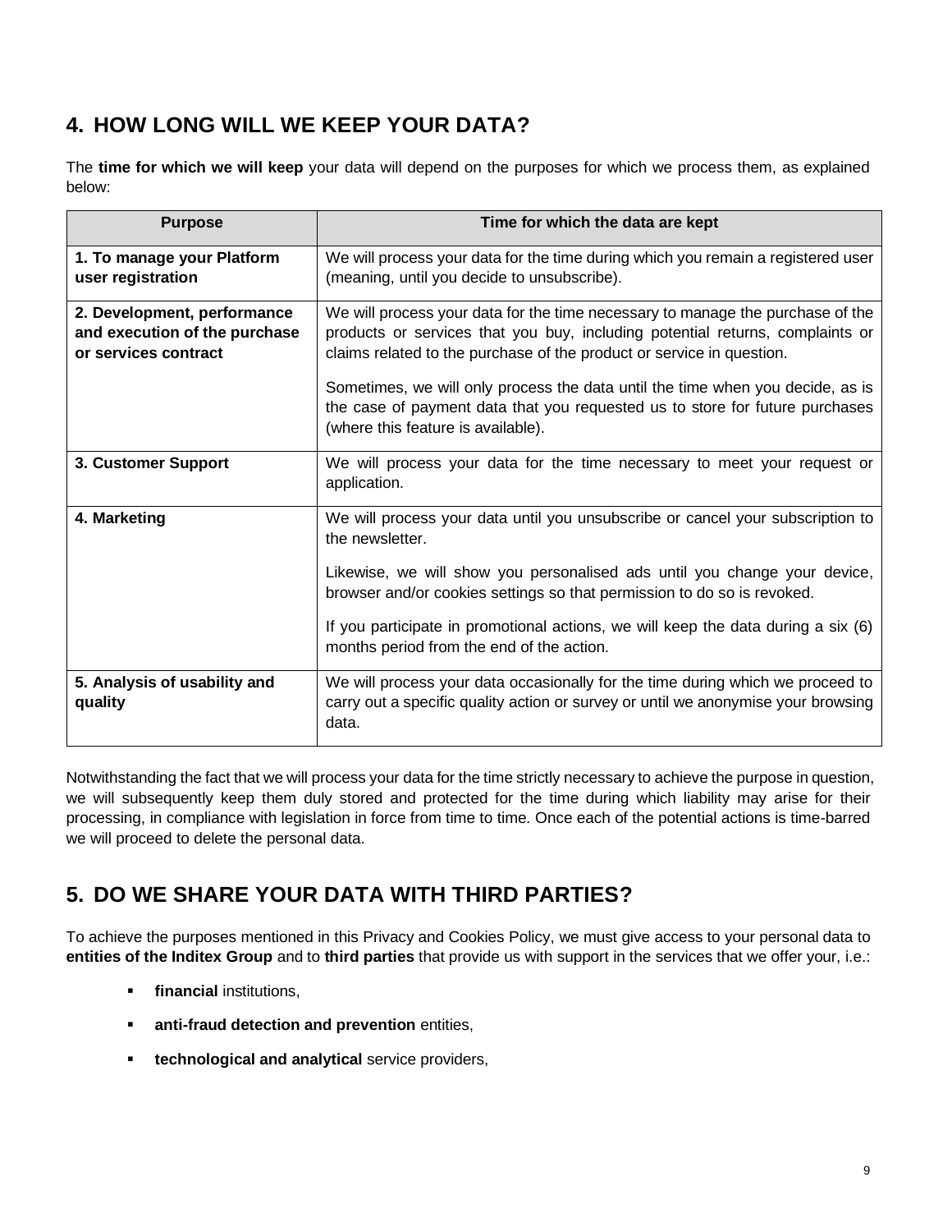## 4. HOW LONG WILL WE KEEP YOUR DATA?

The **time for which we will keep** your data will depend on the purposes for which we process them, as explained below:

| Purpose | Time for which the data are kept |
| --- | --- |
| **1. To manage your Platform user registration** | We will process your data for the time during which you remain a registered user (meaning, until you decide to unsubscribe). |
| **2. Development, performance and execution of the purchase or services contract** | We will process your data for the time necessary to manage the purchase of the products or services that you buy, including potential returns, complaints or claims related to the purchase of the product or service in question.<br><br>Sometimes, we will only process the data until the time when you decide, as is the case of payment data that you requested us to store for future purchases (where this feature is available). |
| **3. Customer Support** | We will process your data for the time necessary to meet your request or application. |
| **4. Marketing** | We will process your data until you unsubscribe or cancel your subscription to the newsletter.<br><br>Likewise, we will show you personalised ads until you change your device, browser and/or cookies settings so that permission to do so is revoked.<br><br>If you participate in promotional actions, we will keep the data during a six (6) months period from the end of the action. |
| **5. Analysis of usability and quality** | We will process your data occasionally for the time during which we proceed to carry out a specific quality action or survey or until we anonymise your browsing data. |

Notwithstanding the fact that we will process your data for the time strictly necessary to achieve the purpose in question, we will subsequently keep them duly stored and protected for the time during which liability may arise for their processing, in compliance with legislation in force from time to time. Once each of the potential actions is time-barred we will proceed to delete the personal data.

## 5. DO WE SHARE YOUR DATA WITH THIRD PARTIES?

To achieve the purposes mentioned in this Privacy and Cookies Policy, we must give access to your personal data to **entities of the Inditex Group** and to **third parties** that provide us with support in the services that we offer your, i.e.:

- **financial** institutions,
- **anti-fraud detection and prevention** entities,
- **technological and analytical** service providers,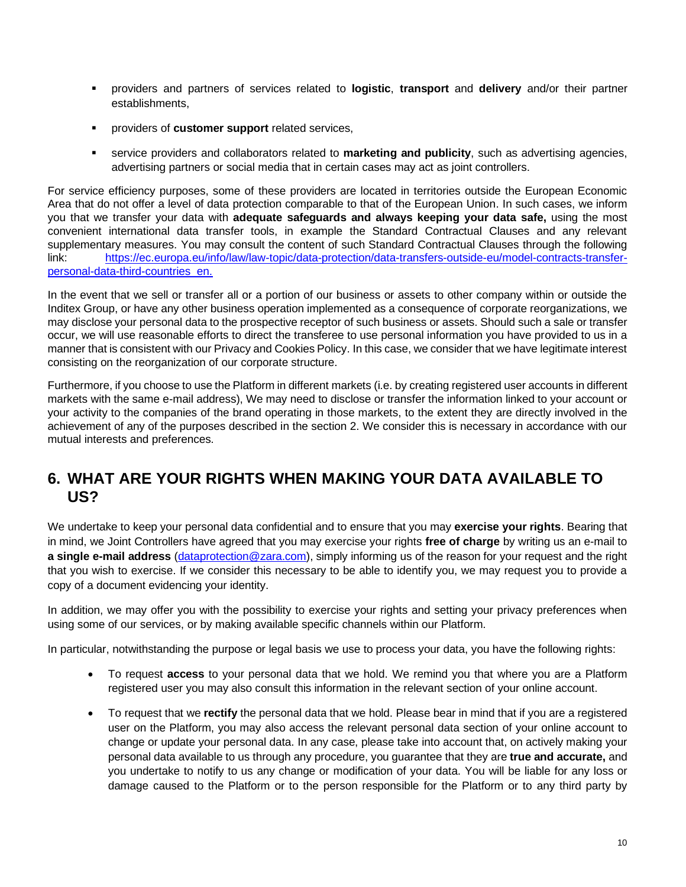- providers and partners of services related to **logistic**, **transport** and **delivery** and/or their partner establishments,
- providers of **customer support** related services,
- service providers and collaborators related to **marketing and publicity**, such as advertising agencies, advertising partners or social media that in certain cases may act as joint controllers.

For service efficiency purposes, some of these providers are located in territories outside the European Economic Area that do not offer a level of data protection comparable to that of the European Union. In such cases, we inform you that we transfer your data with **adequate safeguards and always keeping your data safe,** using the most convenient international data transfer tools, in example the Standard Contractual Clauses and any relevant supplementary measures. You may consult the content of such Standard Contractual Clauses through the following link: [https://ec.europa.eu/info/law/law-topic/data-protection/data-transfers-outside-eu/model-contracts-transfer-personal-data-third-countries_en.](https://ec.europa.eu/info/law/law-topic/data-protection/data-transfers-outside-eu/model-contracts-transfer-personal-data-third-countries_en)

In the event that we sell or transfer all or a portion of our business or assets to other company within or outside the Inditex Group, or have any other business operation implemented as a consequence of corporate reorganizations, we may disclose your personal data to the prospective receptor of such business or assets. Should such a sale or transfer occur, we will use reasonable efforts to direct the transferee to use personal information you have provided to us in a manner that is consistent with our Privacy and Cookies Policy. In this case, we consider that we have legitimate interest consisting on the reorganization of our corporate structure.

Furthermore, if you choose to use the Platform in different markets (i.e. by creating registered user accounts in different markets with the same e-mail address), We may need to disclose or transfer the information linked to your account or your activity to the companies of the brand operating in those markets, to the extent they are directly involved in the achievement of any of the purposes described in the section 2. We consider this is necessary in accordance with our mutual interests and preferences.

## 6. WHAT ARE YOUR RIGHTS WHEN MAKING YOUR DATA AVAILABLE TO US?

We undertake to keep your personal data confidential and to ensure that you may **exercise your rights**. Bearing that in mind, we Joint Controllers have agreed that you may exercise your rights **free of charge** by writing us an e-mail to **a single e-mail address** ([dataprotection@zara.com](mailto:dataprotection@zara.com)), simply informing us of the reason for your request and the right that you wish to exercise. If we consider this necessary to be able to identify you, we may request you to provide a copy of a document evidencing your identity.

In addition, we may offer you with the possibility to exercise your rights and setting your privacy preferences when using some of our services, or by making available specific channels within our Platform.

In particular, notwithstanding the purpose or legal basis we use to process your data, you have the following rights:

- To request **access** to your personal data that we hold. We remind you that where you are a Platform registered user you may also consult this information in the relevant section of your online account.
- To request that we **rectify** the personal data that we hold. Please bear in mind that if you are a registered user on the Platform, you may also access the relevant personal data section of your online account to change or update your personal data. In any case, please take into account that, on actively making your personal data available to us through any procedure, you guarantee that they are **true and accurate,** and you undertake to notify to us any change or modification of your data. You will be liable for any loss or damage caused to the Platform or to the person responsible for the Platform or to any third party by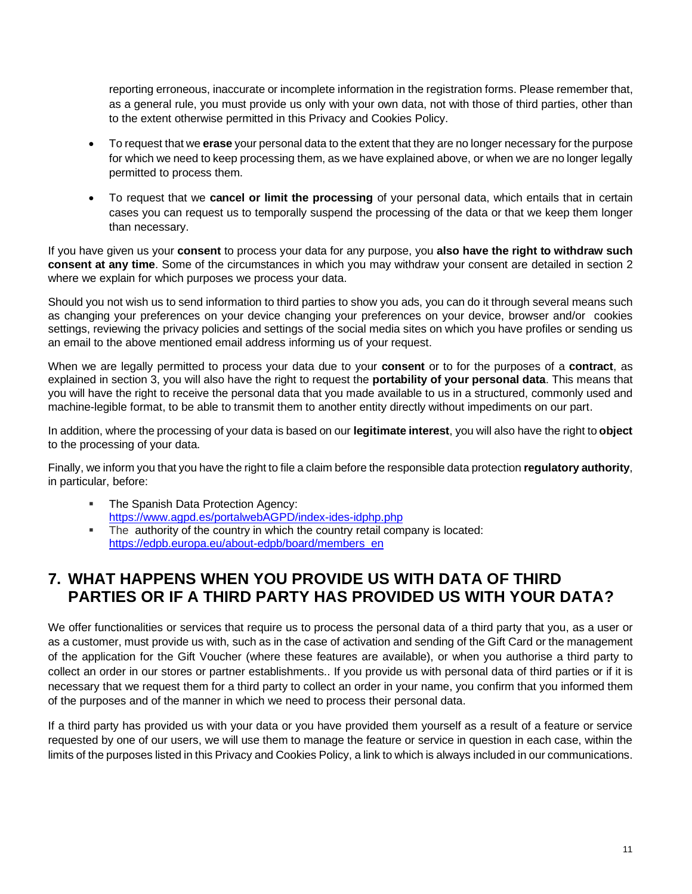reporting erroneous, inaccurate or incomplete information in the registration forms. Please remember that, as a general rule, you must provide us only with your own data, not with those of third parties, other than to the extent otherwise permitted in this Privacy and Cookies Policy.

- To request that we **erase** your personal data to the extent that they are no longer necessary for the purpose for which we need to keep processing them, as we have explained above, or when we are no longer legally permitted to process them.
- To request that we **cancel or limit the processing** of your personal data, which entails that in certain cases you can request us to temporally suspend the processing of the data or that we keep them longer than necessary.

If you have given us your **consent** to process your data for any purpose, you **also have the right to withdraw such consent at any time**. Some of the circumstances in which you may withdraw your consent are detailed in section 2 where we explain for which purposes we process your data.

Should you not wish us to send information to third parties to show you ads, you can do it through several means such as changing your preferences on your device changing your preferences on your device, browser and/or cookies settings, reviewing the privacy policies and settings of the social media sites on which you have profiles or sending us an email to the above mentioned email address informing us of your request.

When we are legally permitted to process your data due to your **consent** or to for the purposes of a **contract**, as explained in section 3, you will also have the right to request the **portability of your personal data**. This means that you will have the right to receive the personal data that you made available to us in a structured, commonly used and machine-legible format, to be able to transmit them to another entity directly without impediments on our part.

In addition, where the processing of your data is based on our **legitimate interest**, you will also have the right to **object** to the processing of your data.

Finally, we inform you that you have the right to file a claim before the responsible data protection **regulatory authority**, in particular, before:

- The Spanish Data Protection Agency: https://www.agpd.es/portalwebAGPD/index-ides-idphp.php
- The authority of the country in which the country retail company is located: https://edpb.europa.eu/about-edpb/board/members_en

## 7. WHAT HAPPENS WHEN YOU PROVIDE US WITH DATA OF THIRD PARTIES OR IF A THIRD PARTY HAS PROVIDED US WITH YOUR DATA?

We offer functionalities or services that require us to process the personal data of a third party that you, as a user or as a customer, must provide us with, such as in the case of activation and sending of the Gift Card or the management of the application for the Gift Voucher (where these features are available), or when you authorise a third party to collect an order in our stores or partner establishments.. If you provide us with personal data of third parties or if it is necessary that we request them for a third party to collect an order in your name, you confirm that you informed them of the purposes and of the manner in which we need to process their personal data.

If a third party has provided us with your data or you have provided them yourself as a result of a feature or service requested by one of our users, we will use them to manage the feature or service in question in each case, within the limits of the purposes listed in this Privacy and Cookies Policy, a link to which is always included in our communications.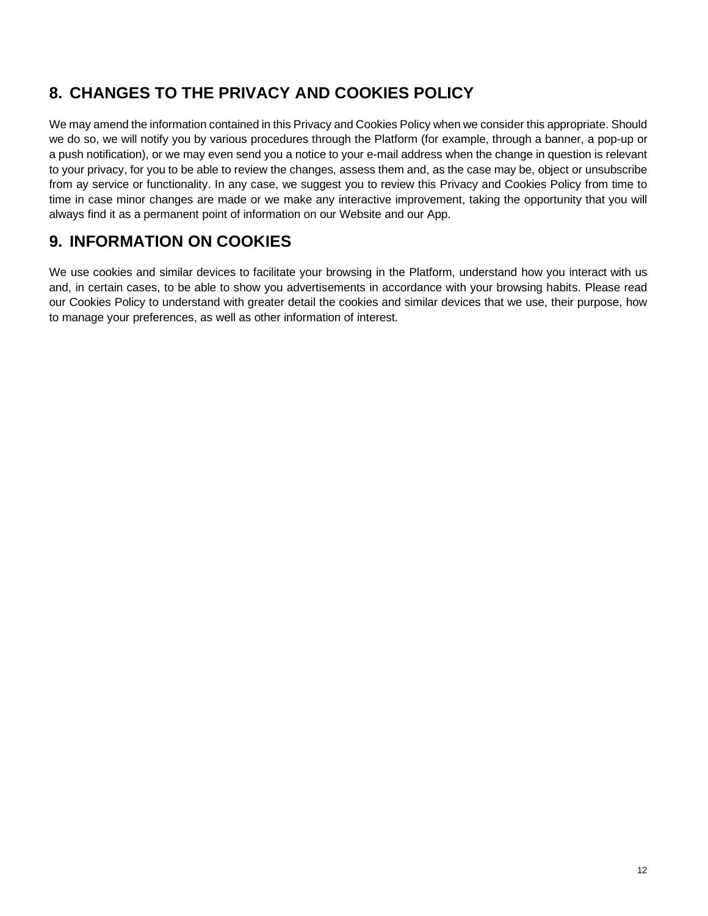## 8. CHANGES TO THE PRIVACY AND COOKIES POLICY

We may amend the information contained in this Privacy and Cookies Policy when we consider this appropriate. Should we do so, we will notify you by various procedures through the Platform (for example, through a banner, a pop-up or a push notification), or we may even send you a notice to your e-mail address when the change in question is relevant to your privacy, for you to be able to review the changes, assess them and, as the case may be, object or unsubscribe from ay service or functionality. In any case, we suggest you to review this Privacy and Cookies Policy from time to time in case minor changes are made or we make any interactive improvement, taking the opportunity that you will always find it as a permanent point of information on our Website and our App.

## 9. INFORMATION ON COOKIES

We use cookies and similar devices to facilitate your browsing in the Platform, understand how you interact with us and, in certain cases, to be able to show you advertisements in accordance with your browsing habits. Please read our Cookies Policy to understand with greater detail the cookies and similar devices that we use, their purpose, how to manage your preferences, as well as other information of interest.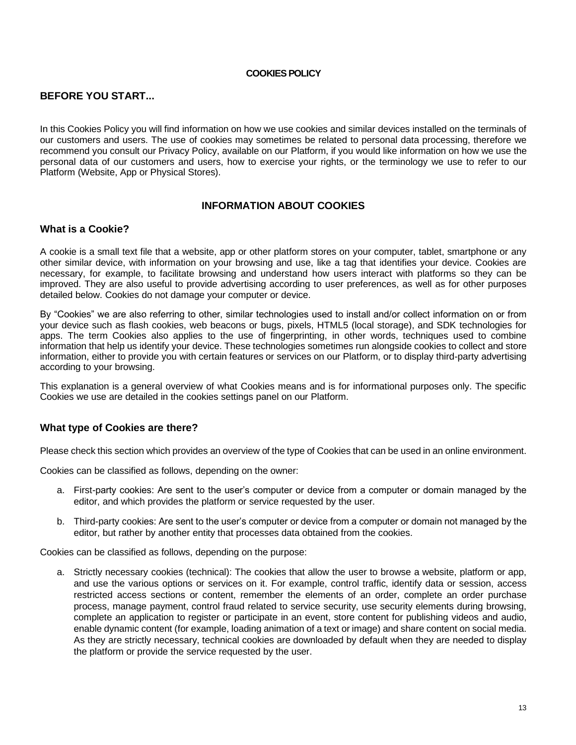**COOKIES POLICY**

## BEFORE YOU START...

In this Cookies Policy you will find information on how we use cookies and similar devices installed on the terminals of our customers and users. The use of cookies may sometimes be related to personal data processing, therefore we recommend you consult our Privacy Policy, available on our Platform, if you would like information on how we use the personal data of our customers and users, how to exercise your rights, or the terminology we use to refer to our Platform (Website, App or Physical Stores).

## INFORMATION ABOUT COOKIES

### What is a Cookie?

A cookie is a small text file that a website, app or other platform stores on your computer, tablet, smartphone or any other similar device, with information on your browsing and use, like a tag that identifies your device. Cookies are necessary, for example, to facilitate browsing and understand how users interact with platforms so they can be improved. They are also useful to provide advertising according to user preferences, as well as for other purposes detailed below. Cookies do not damage your computer or device.

By "Cookies" we are also referring to other, similar technologies used to install and/or collect information on or from your device such as flash cookies, web beacons or bugs, pixels, HTML5 (local storage), and SDK technologies for apps. The term Cookies also applies to the use of fingerprinting, in other words, techniques used to combine information that help us identify your device. These technologies sometimes run alongside cookies to collect and store information, either to provide you with certain features or services on our Platform, or to display third-party advertising according to your browsing.

This explanation is a general overview of what Cookies means and is for informational purposes only. The specific Cookies we use are detailed in the cookies settings panel on our Platform.

### What type of Cookies are there?

Please check this section which provides an overview of the type of Cookies that can be used in an online environment.

Cookies can be classified as follows, depending on the owner:

a. First-party cookies: Are sent to the user's computer or device from a computer or domain managed by the editor, and which provides the platform or service requested by the user.

b. Third-party cookies: Are sent to the user's computer or device from a computer or domain not managed by the editor, but rather by another entity that processes data obtained from the cookies.

Cookies can be classified as follows, depending on the purpose:

a. Strictly necessary cookies (technical): The cookies that allow the user to browse a website, platform or app, and use the various options or services on it. For example, control traffic, identify data or session, access restricted access sections or content, remember the elements of an order, complete an order purchase process, manage payment, control fraud related to service security, use security elements during browsing, complete an application to register or participate in an event, store content for publishing videos and audio, enable dynamic content (for example, loading animation of a text or image) and share content on social media. As they are strictly necessary, technical cookies are downloaded by default when they are needed to display the platform or provide the service requested by the user.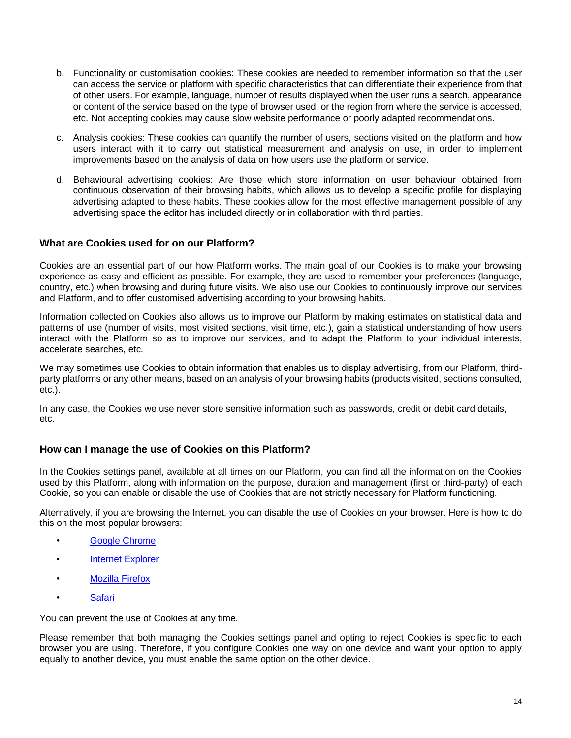b. Functionality or customisation cookies: These cookies are needed to remember information so that the user can access the service or platform with specific characteristics that can differentiate their experience from that of other users. For example, language, number of results displayed when the user runs a search, appearance or content of the service based on the type of browser used, or the region from where the service is accessed, etc. Not accepting cookies may cause slow website performance or poorly adapted recommendations.

c. Analysis cookies: These cookies can quantify the number of users, sections visited on the platform and how users interact with it to carry out statistical measurement and analysis on use, in order to implement improvements based on the analysis of data on how users use the platform or service.

d. Behavioural advertising cookies: Are those which store information on user behaviour obtained from continuous observation of their browsing habits, which allows us to develop a specific profile for displaying advertising adapted to these habits. These cookies allow for the most effective management possible of any advertising space the editor has included directly or in collaboration with third parties.

### What are Cookies used for on our Platform?

Cookies are an essential part of our how Platform works. The main goal of our Cookies is to make your browsing experience as easy and efficient as possible. For example, they are used to remember your preferences (language, country, etc.) when browsing and during future visits. We also use our Cookies to continuously improve our services and Platform, and to offer customised advertising according to your browsing habits.

Information collected on Cookies also allows us to improve our Platform by making estimates on statistical data and patterns of use (number of visits, most visited sections, visit time, etc.), gain a statistical understanding of how users interact with the Platform so as to improve our services, and to adapt the Platform to your individual interests, accelerate searches, etc.

We may sometimes use Cookies to obtain information that enables us to display advertising, from our Platform, third-party platforms or any other means, based on an analysis of your browsing habits (products visited, sections consulted, etc.).

In any case, the Cookies we use never store sensitive information such as passwords, credit or debit card details, etc.

### How can I manage the use of Cookies on this Platform?

In the Cookies settings panel, available at all times on our Platform, you can find all the information on the Cookies used by this Platform, along with information on the purpose, duration and management (first or third-party) of each Cookie, so you can enable or disable the use of Cookies that are not strictly necessary for Platform functioning.

Alternatively, if you are browsing the Internet, you can disable the use of Cookies on your browser. Here is how to do this on the most popular browsers:

- Google Chrome
- Internet Explorer
- Mozilla Firefox
- Safari

You can prevent the use of Cookies at any time.

Please remember that both managing the Cookies settings panel and opting to reject Cookies is specific to each browser you are using. Therefore, if you configure Cookies one way on one device and want your option to apply equally to another device, you must enable the same option on the other device.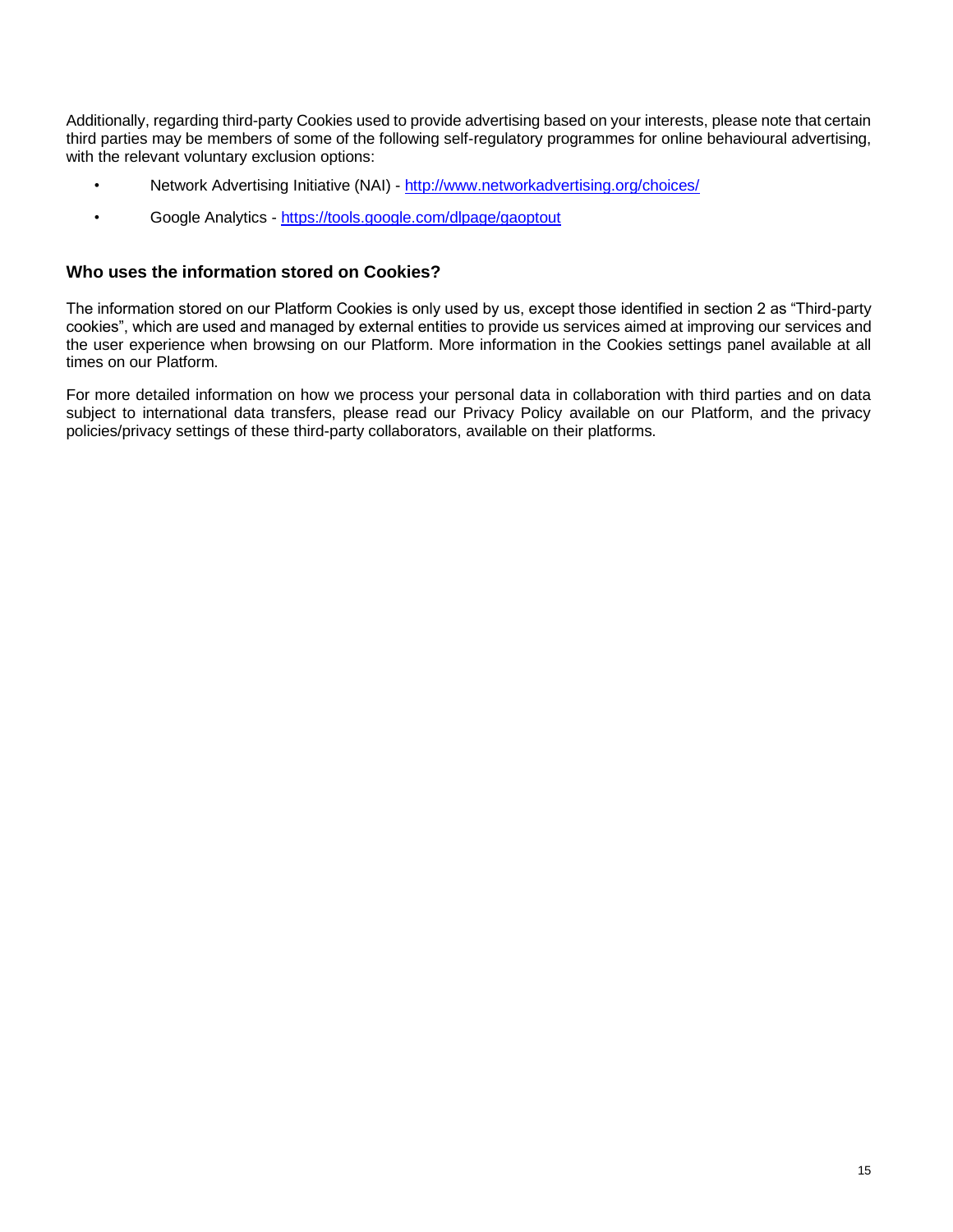Additionally, regarding third-party Cookies used to provide advertising based on your interests, please note that certain third parties may be members of some of the following self-regulatory programmes for online behavioural advertising, with the relevant voluntary exclusion options:

- Network Advertising Initiative (NAI) - http://www.networkadvertising.org/choices/
- Google Analytics - https://tools.google.com/dlpage/gaoptout

### Who uses the information stored on Cookies?

The information stored on our Platform Cookies is only used by us, except those identified in section 2 as "Third-party cookies", which are used and managed by external entities to provide us services aimed at improving our services and the user experience when browsing on our Platform. More information in the Cookies settings panel available at all times on our Platform.

For more detailed information on how we process your personal data in collaboration with third parties and on data subject to international data transfers, please read our Privacy Policy available on our Platform, and the privacy policies/privacy settings of these third-party collaborators, available on their platforms.